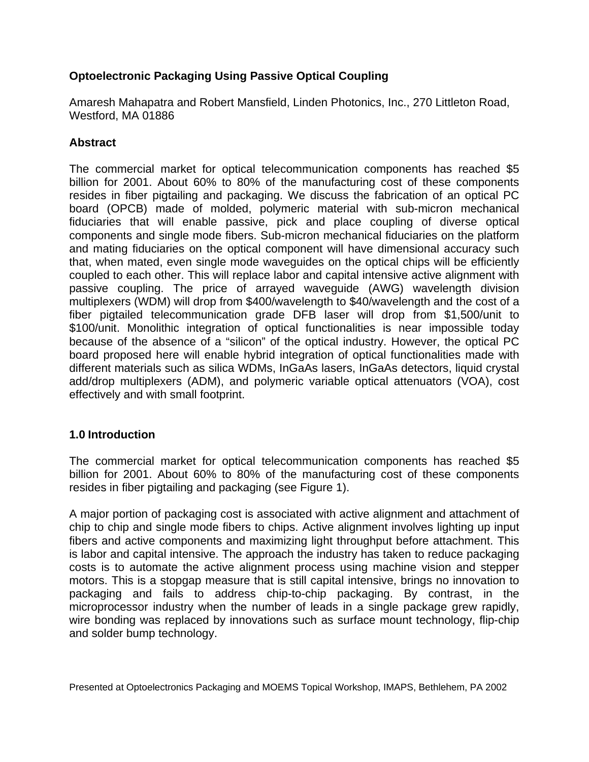# Optoelectronic Packaging Using Passive Optical Coupling

Amaresh Mahapatra and Robert Mansfield, Linden Photonics, Inc., 270 Littleton Road, Westford, MA 01886

## Abstract

The commercial market for optical telecommunication components has reached $5 billion for 2001. About 60% to 80% of the manufacturing cost of these components resides in fiber pigtailing and packaging. We discuss the fabrication of an optical PC board (OPCB) made of molded, polymeric material with sub-micron mechanical fiduciaries that will enable passive, pick and place coupling of diverse optical components and single mode fibers. Sub-micron mechanical fiduciaries on the platform and mating fiduciaries on the optical component will have dimensional accuracy such that, when mated, even single mode waveguides on the optical chips will be efficiently coupled to each other. This will replace labor and capital intensive active alignment with passive coupling. The price of arrayed waveguide (AWG) wavelength division multiplexers (WDM) will drop from $400/wavelength to $40/wavelength and the cost of a fiber pigtailed telecommunication grade DFB laser will drop from $1,500/unit to $100/unit. Monolithic integration of optical functionalities is near impossible today because of the absence of a "silicon" of the optical industry. However, the optical PC board proposed here will enable hybrid integration of optical functionalities made with different materials such as silica WDMs, InGaAs lasers, InGaAs detectors, liquid crystal add/drop multiplexers (ADM), and polymeric variable optical attenuators (VOA), cost effectively and with small footprint.

## 1.0 Introduction

The commercial market for optical telecommunication components has reached $5 billion for 2001. About 60% to 80% of the manufacturing cost of these components resides in fiber pigtailing and packaging (see Figure 1).

A major portion of packaging cost is associated with active alignment and attachment of chip to chip and single mode fibers to chips. Active alignment involves lighting up input fibers and active components and maximizing light throughput before attachment. This is labor and capital intensive. The approach the industry has taken to reduce packaging costs is to automate the active alignment process using machine vision and stepper motors. This is a stopgap measure that is still capital intensive, brings no innovation to packaging and fails to address chip-to-chip packaging. By contrast, in the microprocessor industry when the number of leads in a single package grew rapidly, wire bonding was replaced by innovations such as surface mount technology, flip-chip and solder bump technology.

Presented at Optoelectronics Packaging and MOEMS Topical Workshop, IMAPS, Bethlehem, PA 2002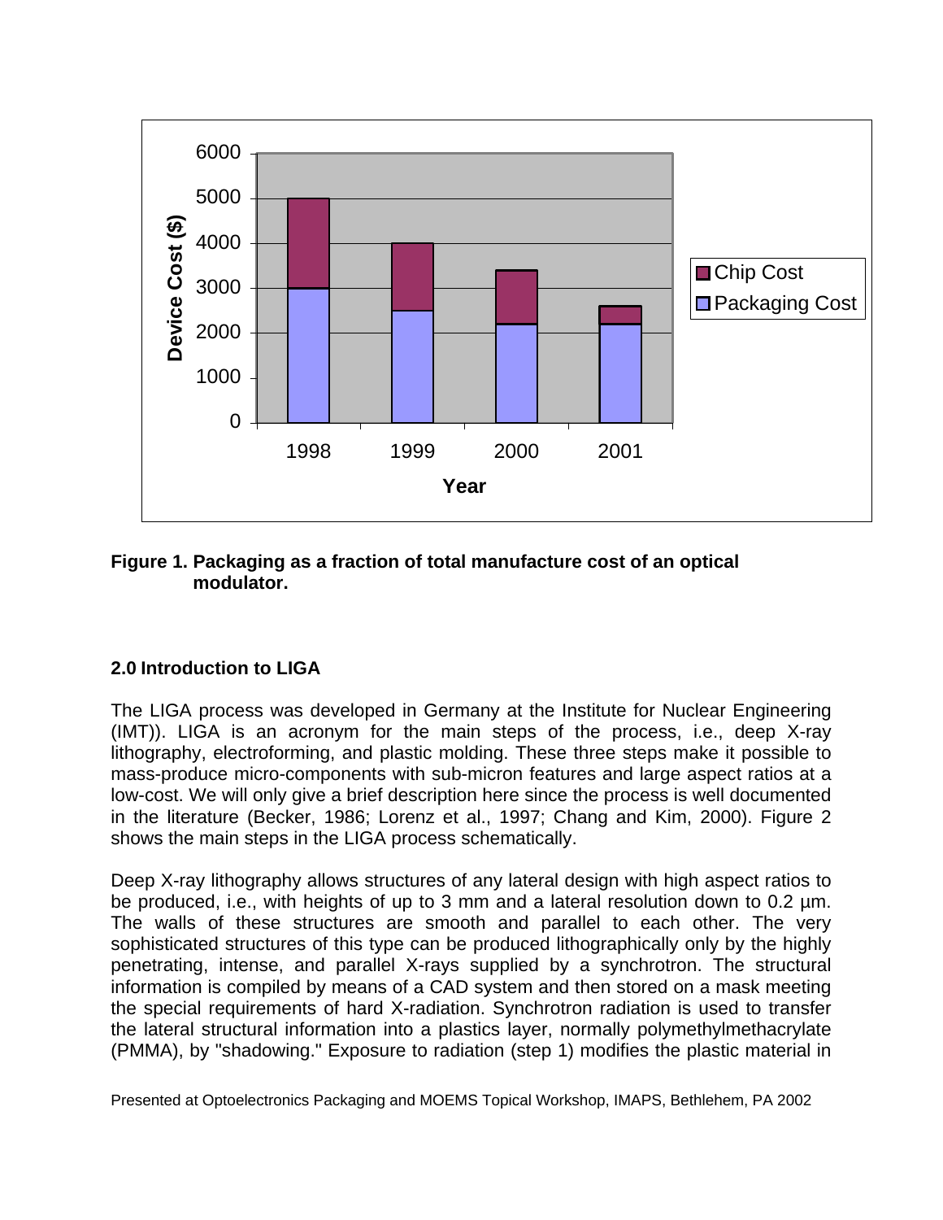**Figure 1. Packaging as a fraction of total manufacture cost of an optical modulator.**

## 2.0 Introduction to LIGA

The LIGA process was developed in Germany at the Institute for Nuclear Engineering (IMT)). LIGA is an acronym for the main steps of the process, i.e., deep X-ray lithography, electroforming, and plastic molding. These three steps make it possible to mass-produce micro-components with sub-micron features and large aspect ratios at a low-cost. We will only give a brief description here since the process is well documented in the literature (Becker, 1986; Lorenz et al., 1997; Chang and Kim, 2000). Figure 2 shows the main steps in the LIGA process schematically.

Deep X-ray lithography allows structures of any lateral design with high aspect ratios to be produced, i.e., with heights of up to 3 mm and a lateral resolution down to 0.2 µm. The walls of these structures are smooth and parallel to each other. The very sophisticated structures of this type can be produced lithographically only by the highly penetrating, intense, and parallel X-rays supplied by a synchrotron. The structural information is compiled by means of a CAD system and then stored on a mask meeting the special requirements of hard X-radiation. Synchrotron radiation is used to transfer the lateral structural information into a plastics layer, normally polymethylmethacrylate (PMMA), by "shadowing." Exposure to radiation (step 1) modifies the plastic material in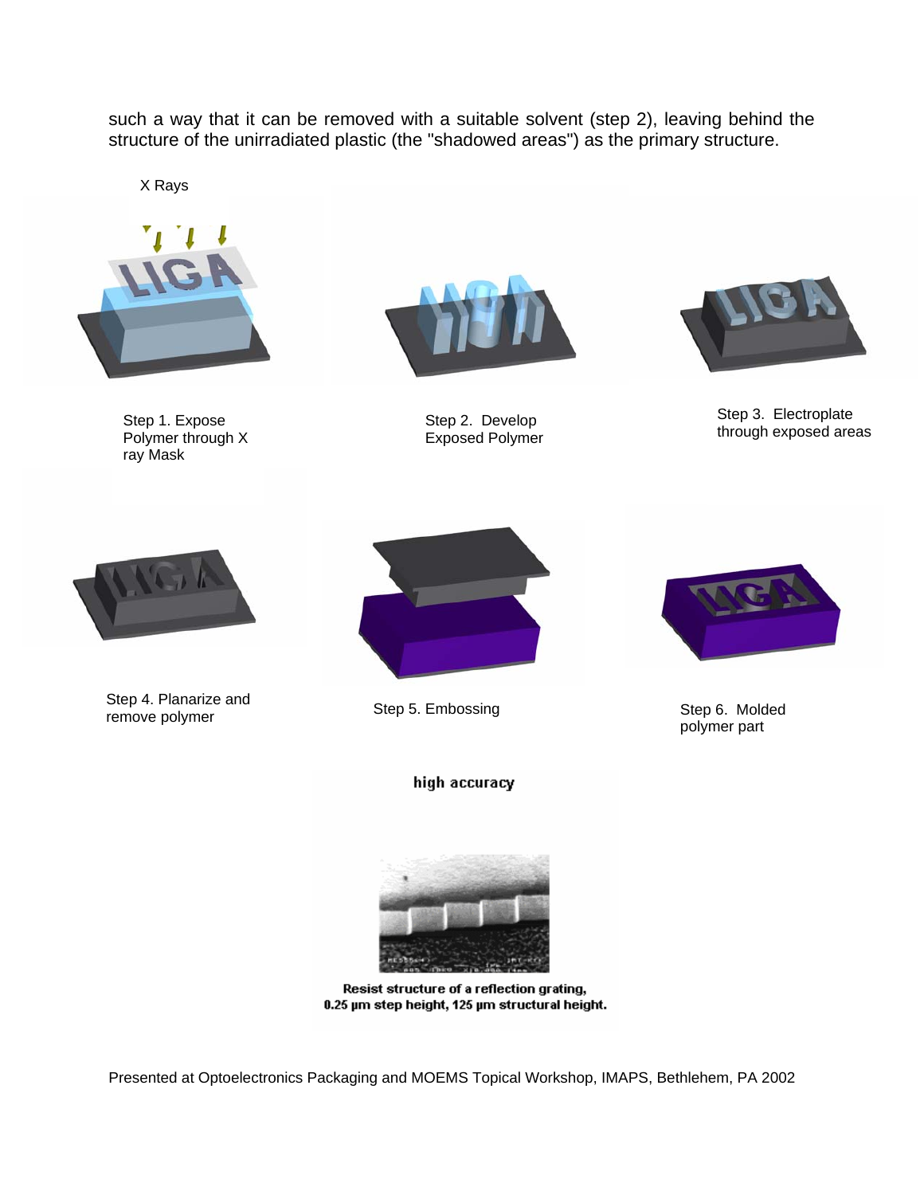such a way that it can be removed with a suitable solvent (step 2), leaving behind the structure of the unirradiated plastic (the "shadowed areas") as the primary structure.

X Rays

Step 1. Expose Polymer through X ray Mask

Step 2. Develop Exposed Polymer

Step 3. Electroplate through exposed areas

Step 4. Planarize and remove polymer

Step 5. Embossing

Step 6. Molded polymer part

**high accuracy**

**Resist structure of a reflection grating, 0.25 µm step height, 125 µm structural height.**

Presented at Optoelectronics Packaging and MOEMS Topical Workshop, IMAPS, Bethlehem, PA 2002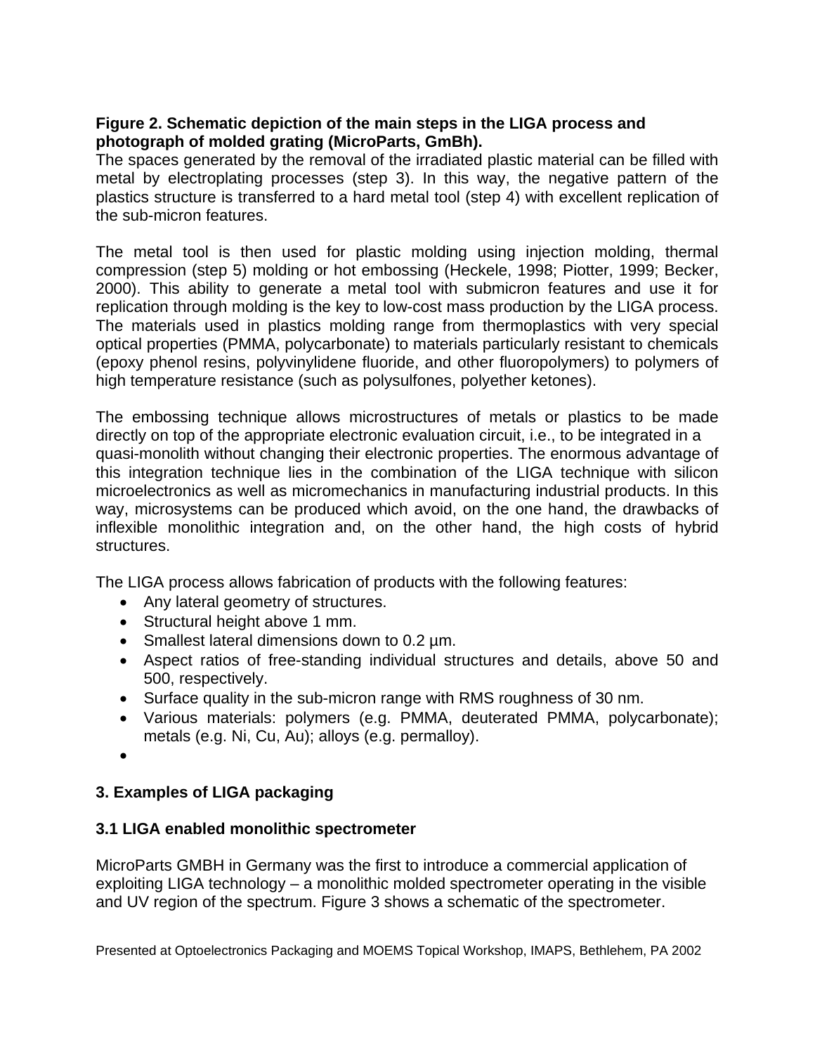**Figure 2. Schematic depiction of the main steps in the LIGA process and photograph of molded grating (MicroParts, GmBh).**

The spaces generated by the removal of the irradiated plastic material can be filled with metal by electroplating processes (step 3). In this way, the negative pattern of the plastics structure is transferred to a hard metal tool (step 4) with excellent replication of the sub-micron features.

The metal tool is then used for plastic molding using injection molding, thermal compression (step 5) molding or hot embossing (Heckele, 1998; Piotter, 1999; Becker, 2000). This ability to generate a metal tool with submicron features and use it for replication through molding is the key to low-cost mass production by the LIGA process. The materials used in plastics molding range from thermoplastics with very special optical properties (PMMA, polycarbonate) to materials particularly resistant to chemicals (epoxy phenol resins, polyvinylidene fluoride, and other fluoropolymers) to polymers of high temperature resistance (such as polysulfones, polyether ketones).

The embossing technique allows microstructures of metals or plastics to be made directly on top of the appropriate electronic evaluation circuit, i.e., to be integrated in a quasi-monolith without changing their electronic properties. The enormous advantage of this integration technique lies in the combination of the LIGA technique with silicon microelectronics as well as micromechanics in manufacturing industrial products. In this way, microsystems can be produced which avoid, on the one hand, the drawbacks of inflexible monolithic integration and, on the other hand, the high costs of hybrid structures.

The LIGA process allows fabrication of products with the following features:

- Any lateral geometry of structures.
- Structural height above 1 mm.
- Smallest lateral dimensions down to 0.2 µm.
- Aspect ratios of free-standing individual structures and details, above 50 and 500, respectively.
- Surface quality in the sub-micron range with RMS roughness of 30 nm.
- Various materials: polymers (e.g. PMMA, deuterated PMMA, polycarbonate); metals (e.g. Ni, Cu, Au); alloys (e.g. permalloy).

## 3. Examples of LIGA packaging

### 3.1 LIGA enabled monolithic spectrometer

MicroParts GMBH in Germany was the first to introduce a commercial application of exploiting LIGA technology – a monolithic molded spectrometer operating in the visible and UV region of the spectrum. Figure 3 shows a schematic of the spectrometer.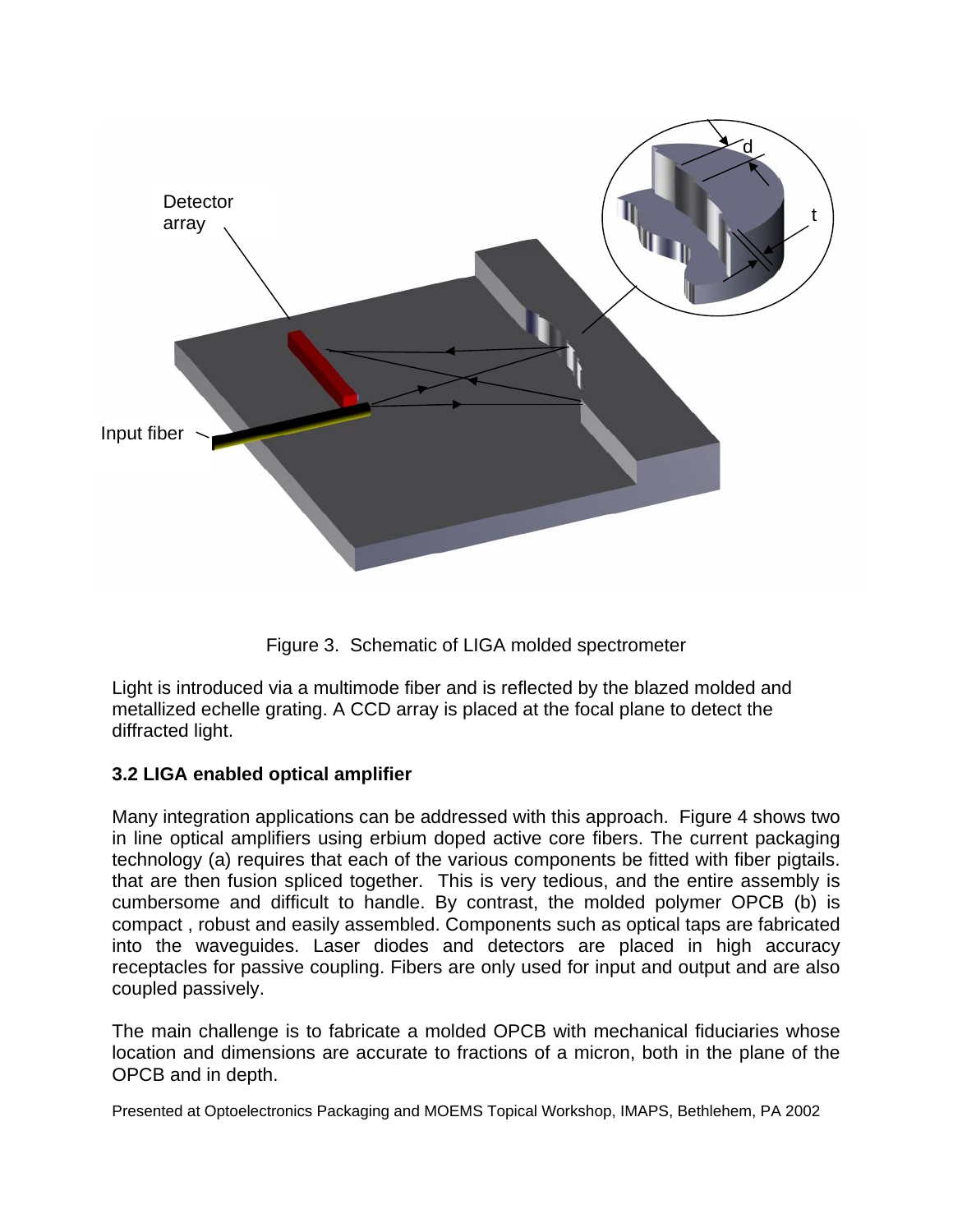Figure 3. Schematic of LIGA molded spectrometer

Light is introduced via a multimode fiber and is reflected by the blazed molded and metallized echelle grating. A CCD array is placed at the focal plane to detect the diffracted light.

### 3.2 LIGA enabled optical amplifier

Many integration applications can be addressed with this approach. Figure 4 shows two in line optical amplifiers using erbium doped active core fibers. The current packaging technology (a) requires that each of the various components be fitted with fiber pigtails. that are then fusion spliced together. This is very tedious, and the entire assembly is cumbersome and difficult to handle. By contrast, the molded polymer OPCB (b) is compact , robust and easily assembled. Components such as optical taps are fabricated into the waveguides. Laser diodes and detectors are placed in high accuracy receptacles for passive coupling. Fibers are only used for input and output and are also coupled passively.

The main challenge is to fabricate a molded OPCB with mechanical fiduciaries whose location and dimensions are accurate to fractions of a micron, both in the plane of the OPCB and in depth.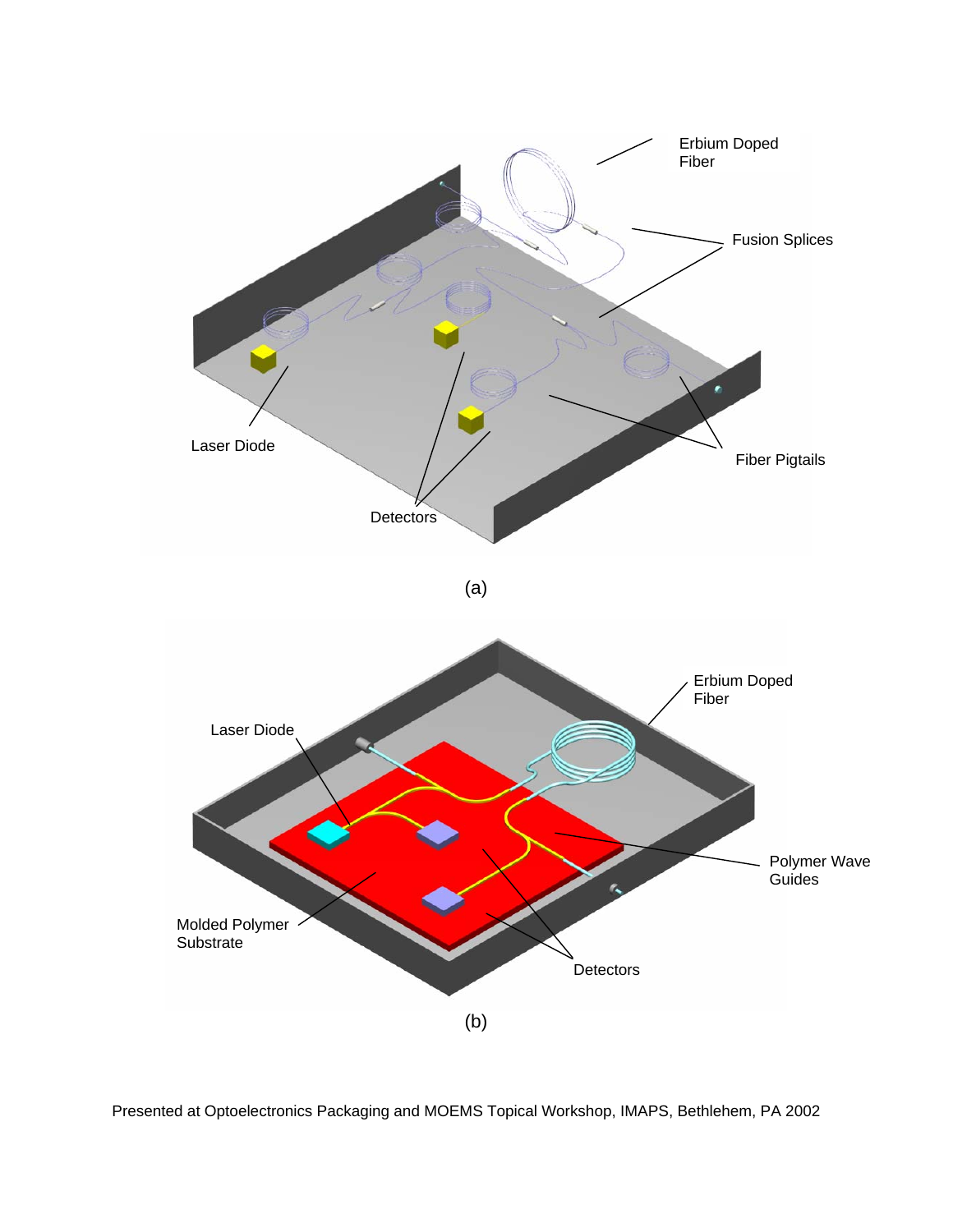Erbium Doped Fiber

Fusion Splices

Laser Diode

Detectors

Fiber Pigtails

(a)

Erbium Doped Fiber

Laser Diode

Polymer Wave Guides

Molded Polymer Substrate

Detectors

(b)

Presented at Optoelectronics Packaging and MOEMS Topical Workshop, IMAPS, Bethlehem, PA 2002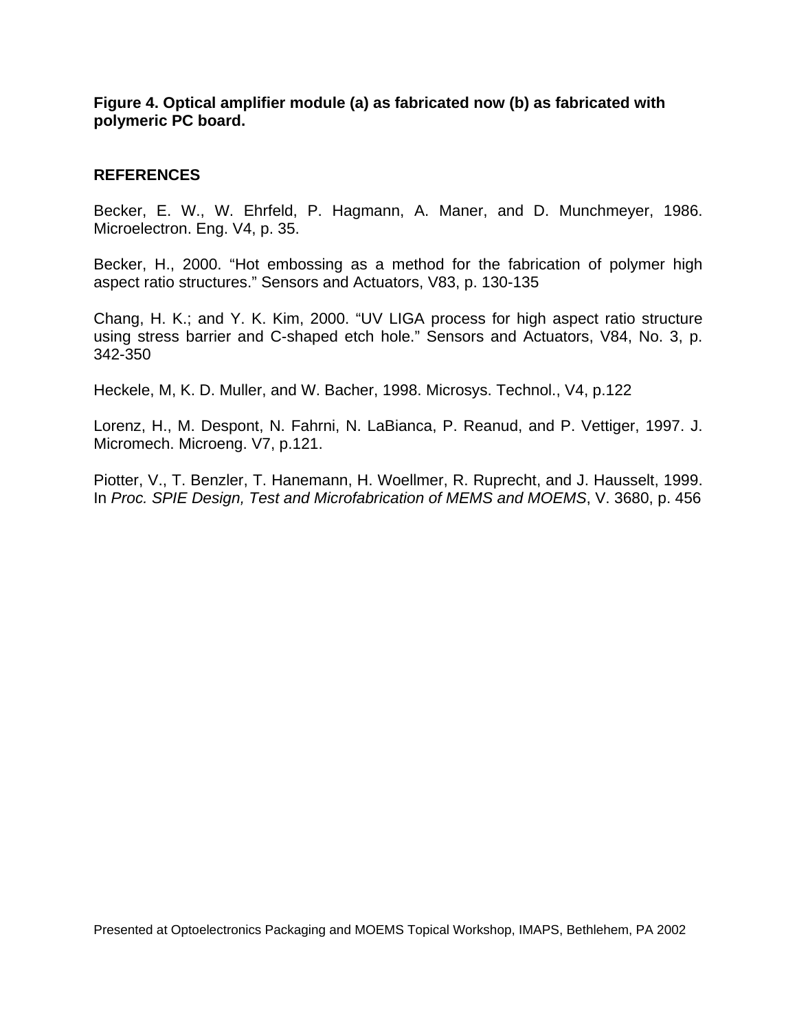**Figure 4. Optical amplifier module (a) as fabricated now (b) as fabricated with polymeric PC board.**

## REFERENCES

Becker, E. W., W. Ehrfeld, P. Hagmann, A. Maner, and D. Munchmeyer, 1986. Microelectron. Eng. V4, p. 35.

Becker, H., 2000. "Hot embossing as a method for the fabrication of polymer high aspect ratio structures." Sensors and Actuators, V83, p. 130-135

Chang, H. K.; and Y. K. Kim, 2000. "UV LIGA process for high aspect ratio structure using stress barrier and C-shaped etch hole." Sensors and Actuators, V84, No. 3, p. 342-350

Heckele, M, K. D. Muller, and W. Bacher, 1998. Microsys. Technol., V4, p.122

Lorenz, H., M. Despont, N. Fahrni, N. LaBianca, P. Reanud, and P. Vettiger, 1997. J. Micromech. Microeng. V7, p.121.

Piotter, V., T. Benzler, T. Hanemann, H. Woellmer, R. Ruprecht, and J. Hausselt, 1999. In *Proc. SPIE Design, Test and Microfabrication of MEMS and MOEMS*, V. 3680, p. 456